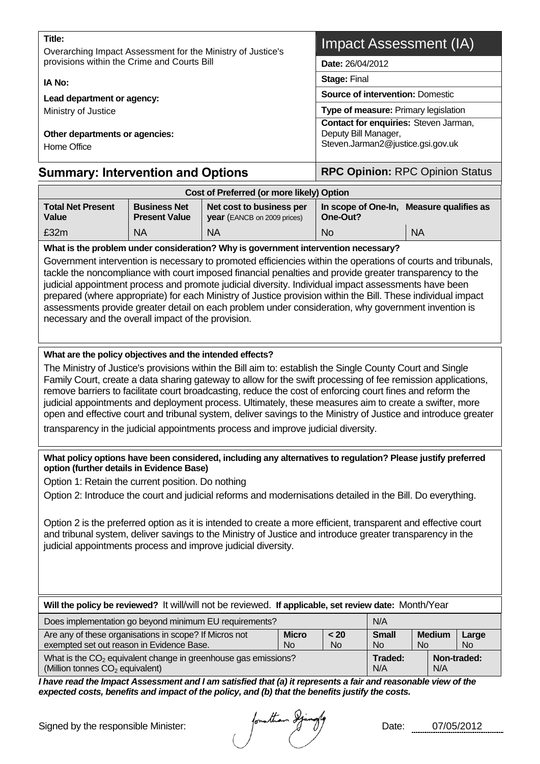**Title:**
Overarching Impact Assessment for the Ministry of Justice's provisions within the Crime and Courts Bill

**IA No:**

**Lead department or agency:**
Ministry of Justice

**Other departments or agencies:**
Home Office

# Impact Assessment (IA)

**Date:** 26/04/2012

**Stage:** Final

**Source of intervention:** Domestic

**Type of measure:** Primary legislation

**Contact for enquiries:** Steven Jarman, Deputy Bill Manager, Steven.Jarman2@justice.gsi.gov.uk

## Summary: Intervention and Options

**RPC Opinion:** RPC Opinion Status

| Cost of Preferred (or more likely) Option | | | | |
|---|---|---|---|---|
| **Total Net Present Value** | **Business Net Present Value** | **Net cost to business per year** (EANCB on 2009 prices) | **In scope of One-In, One-Out?** | **Measure qualifies as** |
| £32m | NA | NA | No | NA |

**What is the problem under consideration? Why is government intervention necessary?**

Government intervention is necessary to promoted efficiencies within the operations of courts and tribunals, tackle the noncompliance with court imposed financial penalties and provide greater transparency to the judicial appointment process and promote judicial diversity. Individual impact assessments have been prepared (where appropriate) for each Ministry of Justice provision within the Bill. These individual impact assessments provide greater detail on each problem under consideration, why government invention is necessary and the overall impact of the provision.

**What are the policy objectives and the intended effects?**

The Ministry of Justice's provisions within the Bill aim to: establish the Single County Court and Single Family Court, create a data sharing gateway to allow for the swift processing of fee remission applications, remove barriers to facilitate court broadcasting, reduce the cost of enforcing court fines and reform the judicial appointments and deployment process. Ultimately, these measures aim to create a swifter, more open and effective court and tribunal system, deliver savings to the Ministry of Justice and introduce greater transparency in the judicial appointments process and improve judicial diversity.

**What policy options have been considered, including any alternatives to regulation? Please justify preferred option (further details in Evidence Base)**

Option 1: Retain the current position. Do nothing

Option 2: Introduce the court and judicial reforms and modernisations detailed in the Bill. Do everything.

Option 2 is the preferred option as it is intended to create a more efficient, transparent and effective court and tribunal system, deliver savings to the Ministry of Justice and introduce greater transparency in the judicial appointments process and improve judicial diversity.

**Will the policy be reviewed?** It will/will not be reviewed. **If applicable, set review date:** Month/Year

| | | | | | |
|---|---|---|---|---|---|
| Does implementation go beyond minimum EU requirements? | | | N/A | | |
| Are any of these organisations in scope? If Micros not exempted set out reason in Evidence Base. | **Micro** No | **< 20** No | **Small** No | **Medium** No | **Large** No |
| What is the $CO_2$ equivalent change in greenhouse gas emissions? (Million tonnes $CO_2$ equivalent) | | | **Traded:** N/A | **Non-traded:** N/A | |

***I have read the Impact Assessment and I am satisfied that (a) it represents a fair and reasonable view of the expected costs, benefits and impact of the policy, and (b) that the benefits justify the costs.***

Signed by the responsible Minister: Jonathan Djanogly Date: 07/05/2012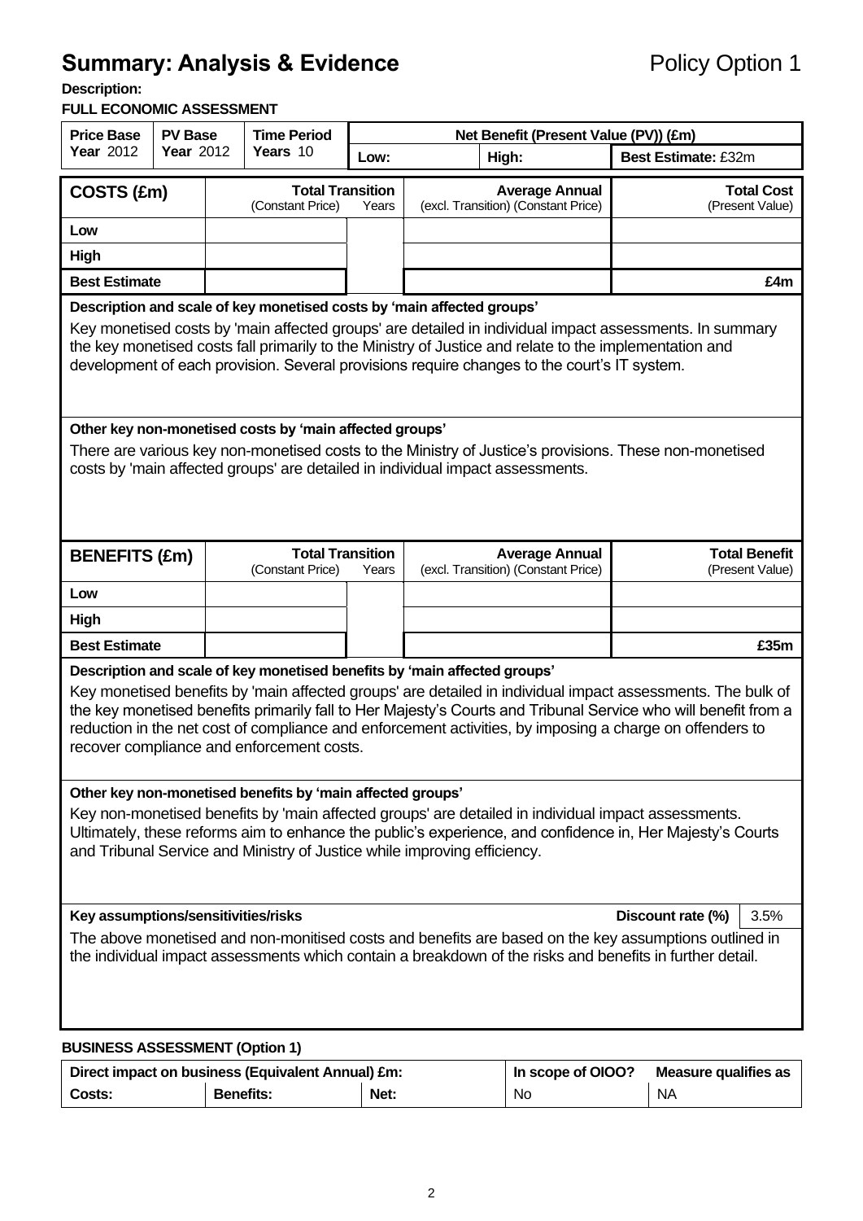# Summary: Analysis & Evidence

Policy Option 1

**Description:**

**FULL ECONOMIC ASSESSMENT**

| Price Base Year 2012 | PV Base Year 2012 | Time Period Years 10 | Net Benefit (Present Value (PV)) (£m) | | |
|---|---|---|---|---|---|
| | | | Low: | High: | Best Estimate: £32m |

| COSTS (£m) | Total Transition (Constant Price) | Years | Average Annual (excl. Transition) (Constant Price) | Total Cost (Present Value) |
|---|---|---|---|---|
| Low | | | | |
| High | | | | |
| Best Estimate | | | | £4m |

**Description and scale of key monetised costs by 'main affected groups'**

Key monetised costs by 'main affected groups' are detailed in individual impact assessments. In summary the key monetised costs fall primarily to the Ministry of Justice and relate to the implementation and development of each provision. Several provisions require changes to the court's IT system.

**Other key non-monetised costs by 'main affected groups'**

There are various key non-monetised costs to the Ministry of Justice's provisions. These non-monetised costs by 'main affected groups' are detailed in individual impact assessments.

| BENEFITS (£m) | Total Transition (Constant Price) | Years | Average Annual (excl. Transition) (Constant Price) | Total Benefit (Present Value) |
|---|---|---|---|---|
| Low | | | | |
| High | | | | |
| Best Estimate | | | | £35m |

**Description and scale of key monetised benefits by 'main affected groups'**

Key monetised benefits by 'main affected groups' are detailed in individual impact assessments. The bulk of the key monetised benefits primarily fall to Her Majesty's Courts and Tribunal Service who will benefit from a reduction in the net cost of compliance and enforcement activities, by imposing a charge on offenders to recover compliance and enforcement costs.

**Other key non-monetised benefits by 'main affected groups'**

Key non-monetised benefits by 'main affected groups' are detailed in individual impact assessments. Ultimately, these reforms aim to enhance the public's experience, and confidence in, Her Majesty's Courts and Tribunal Service and Ministry of Justice while improving efficiency.

**Key assumptions/sensitivities/risks** — **Discount rate (%)** 3.5%

The above monetised and non-monitised costs and benefits are based on the key assumptions outlined in the individual impact assessments which contain a breakdown of the risks and benefits in further detail.

**BUSINESS ASSESSMENT (Option 1)**

| Direct impact on business (Equivalent Annual) £m: | | | In scope of OIOO? | Measure qualifies as |
|---|---|---|---|---|
| Costs: | Benefits: | Net: | No | NA |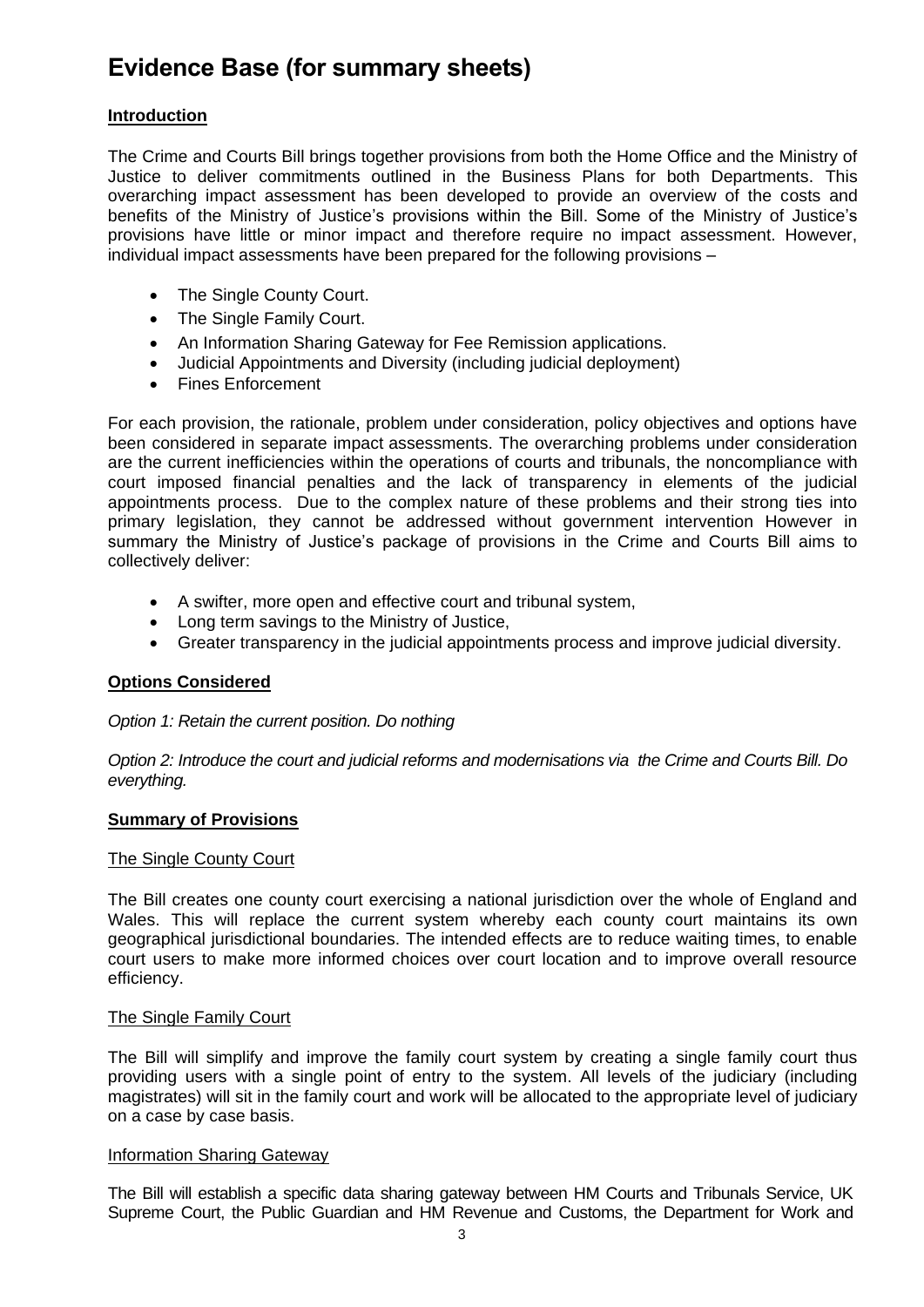# Evidence Base (for summary sheets)

**Introduction**

The Crime and Courts Bill brings together provisions from both the Home Office and the Ministry of Justice to deliver commitments outlined in the Business Plans for both Departments. This overarching impact assessment has been developed to provide an overview of the costs and benefits of the Ministry of Justice's provisions within the Bill. Some of the Ministry of Justice's provisions have little or minor impact and therefore require no impact assessment. However, individual impact assessments have been prepared for the following provisions –

- The Single County Court.
- The Single Family Court.
- An Information Sharing Gateway for Fee Remission applications.
- Judicial Appointments and Diversity (including judicial deployment)
- Fines Enforcement

For each provision, the rationale, problem under consideration, policy objectives and options have been considered in separate impact assessments. The overarching problems under consideration are the current inefficiencies within the operations of courts and tribunals, the noncompliance with court imposed financial penalties and the lack of transparency in elements of the judicial appointments process. Due to the complex nature of these problems and their strong ties into primary legislation, they cannot be addressed without government intervention However in summary the Ministry of Justice's package of provisions in the Crime and Courts Bill aims to collectively deliver:

- A swifter, more open and effective court and tribunal system,
- Long term savings to the Ministry of Justice,
- Greater transparency in the judicial appointments process and improve judicial diversity.

**Options Considered**

*Option 1: Retain the current position. Do nothing*

*Option 2: Introduce the court and judicial reforms and modernisations via the Crime and Courts Bill. Do everything.*

**Summary of Provisions**

The Single County Court

The Bill creates one county court exercising a national jurisdiction over the whole of England and Wales. This will replace the current system whereby each county court maintains its own geographical jurisdictional boundaries. The intended effects are to reduce waiting times, to enable court users to make more informed choices over court location and to improve overall resource efficiency.

The Single Family Court

The Bill will simplify and improve the family court system by creating a single family court thus providing users with a single point of entry to the system. All levels of the judiciary (including magistrates) will sit in the family court and work will be allocated to the appropriate level of judiciary on a case by case basis.

Information Sharing Gateway

The Bill will establish a specific data sharing gateway between HM Courts and Tribunals Service, UK Supreme Court, the Public Guardian and HM Revenue and Customs, the Department for Work and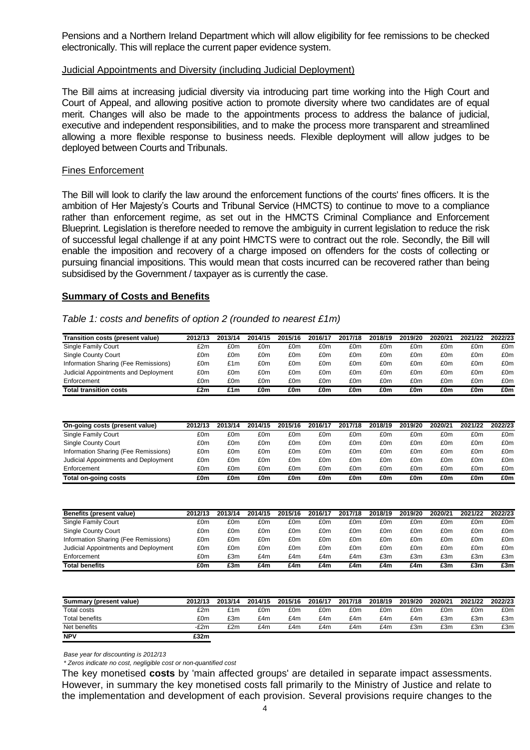Pensions and a Northern Ireland Department which will allow eligibility for fee remissions to be checked electronically. This will replace the current paper evidence system.

Judicial Appointments and Diversity (including Judicial Deployment)

The Bill aims at increasing judicial diversity via introducing part time working into the High Court and Court of Appeal, and allowing positive action to promote diversity where two candidates are of equal merit. Changes will also be made to the appointments process to address the balance of judicial, executive and independent responsibilities, and to make the process more transparent and streamlined allowing a more flexible response to business needs. Flexible deployment will allow judges to be deployed between Courts and Tribunals.

Fines Enforcement

The Bill will look to clarify the law around the enforcement functions of the courts' fines officers. It is the ambition of Her Majesty's Courts and Tribunal Service (HMCTS) to continue to move to a compliance rather than enforcement regime, as set out in the HMCTS Criminal Compliance and Enforcement Blueprint. Legislation is therefore needed to remove the ambiguity in current legislation to reduce the risk of successful legal challenge if at any point HMCTS were to contract out the role. Secondly, the Bill will enable the imposition and recovery of a charge imposed on offenders for the costs of collecting or pursuing financial impositions. This would mean that costs incurred can be recovered rather than being subsidised by the Government / taxpayer as is currently the case.

## Summary of Costs and Benefits

*Table 1: costs and benefits of option 2 (rounded to nearest £1m)*

| Transition costs (present value) | 2012/13 | 2013/14 | 2014/15 | 2015/16 | 2016/17 | 2017/18 | 2018/19 | 2019/20 | 2020/21 | 2021/22 | 2022/23 |
|---|---|---|---|---|---|---|---|---|---|---|---|
| Single Family Court | £2m | £0m | £0m | £0m | £0m | £0m | £0m | £0m | £0m | £0m | £0m |
| Single County Court | £0m | £0m | £0m | £0m | £0m | £0m | £0m | £0m | £0m | £0m | £0m |
| Information Sharing (Fee Remissions) | £0m | £1m | £0m | £0m | £0m | £0m | £0m | £0m | £0m | £0m | £0m |
| Judicial Appointments and Deployment | £0m | £0m | £0m | £0m | £0m | £0m | £0m | £0m | £0m | £0m | £0m |
| Enforcement | £0m | £0m | £0m | £0m | £0m | £0m | £0m | £0m | £0m | £0m | £0m |
| **Total transition costs** | **£2m** | **£1m** | **£0m** | **£0m** | **£0m** | **£0m** | **£0m** | **£0m** | **£0m** | **£0m** | **£0m** |

| On-going costs (present value) | 2012/13 | 2013/14 | 2014/15 | 2015/16 | 2016/17 | 2017/18 | 2018/19 | 2019/20 | 2020/21 | 2021/22 | 2022/23 |
|---|---|---|---|---|---|---|---|---|---|---|---|
| Single Family Court | £0m | £0m | £0m | £0m | £0m | £0m | £0m | £0m | £0m | £0m | £0m |
| Single County Court | £0m | £0m | £0m | £0m | £0m | £0m | £0m | £0m | £0m | £0m | £0m |
| Information Sharing (Fee Remissions) | £0m | £0m | £0m | £0m | £0m | £0m | £0m | £0m | £0m | £0m | £0m |
| Judicial Appointments and Deployment | £0m | £0m | £0m | £0m | £0m | £0m | £0m | £0m | £0m | £0m | £0m |
| Enforcement | £0m | £0m | £0m | £0m | £0m | £0m | £0m | £0m | £0m | £0m | £0m |
| **Total on-going costs** | **£0m** | **£0m** | **£0m** | **£0m** | **£0m** | **£0m** | **£0m** | **£0m** | **£0m** | **£0m** | **£0m** |

| Benefits (present value) | 2012/13 | 2013/14 | 2014/15 | 2015/16 | 2016/17 | 2017/18 | 2018/19 | 2019/20 | 2020/21 | 2021/22 | 2022/23 |
|---|---|---|---|---|---|---|---|---|---|---|---|
| Single Family Court | £0m | £0m | £0m | £0m | £0m | £0m | £0m | £0m | £0m | £0m | £0m |
| Single County Court | £0m | £0m | £0m | £0m | £0m | £0m | £0m | £0m | £0m | £0m | £0m |
| Information Sharing (Fee Remissions) | £0m | £0m | £0m | £0m | £0m | £0m | £0m | £0m | £0m | £0m | £0m |
| Judicial Appointments and Deployment | £0m | £0m | £0m | £0m | £0m | £0m | £0m | £0m | £0m | £0m | £0m |
| Enforcement | £0m | £3m | £4m | £4m | £4m | £4m | £3m | £3m | £3m | £3m | £3m |
| **Total benefits** | **£0m** | **£3m** | **£4m** | **£4m** | **£4m** | **£4m** | **£4m** | **£4m** | **£3m** | **£3m** | **£3m** |

| Summary (present value) | 2012/13 | 2013/14 | 2014/15 | 2015/16 | 2016/17 | 2017/18 | 2018/19 | 2019/20 | 2020/21 | 2021/22 | 2022/23 |
|---|---|---|---|---|---|---|---|---|---|---|---|
| Total costs | £2m | £1m | £0m | £0m | £0m | £0m | £0m | £0m | £0m | £0m | £0m |
| Total benefits | £0m | £3m | £4m | £4m | £4m | £4m | £4m | £4m | £3m | £3m | £3m |
| Net benefits | -£2m | £2m | £4m | £4m | £4m | £4m | £4m | £3m | £3m | £3m | £3m |
| **NPV** | **£32m** | | | | | | | | | | |

*Base year for discounting is 2012/13*

*\* Zeros indicate no cost, negligible cost or non-quantified cost*

The key monetised **costs** by 'main affected groups' are detailed in separate impact assessments. However, in summary the key monetised costs fall primarily to the Ministry of Justice and relate to the implementation and development of each provision. Several provisions require changes to the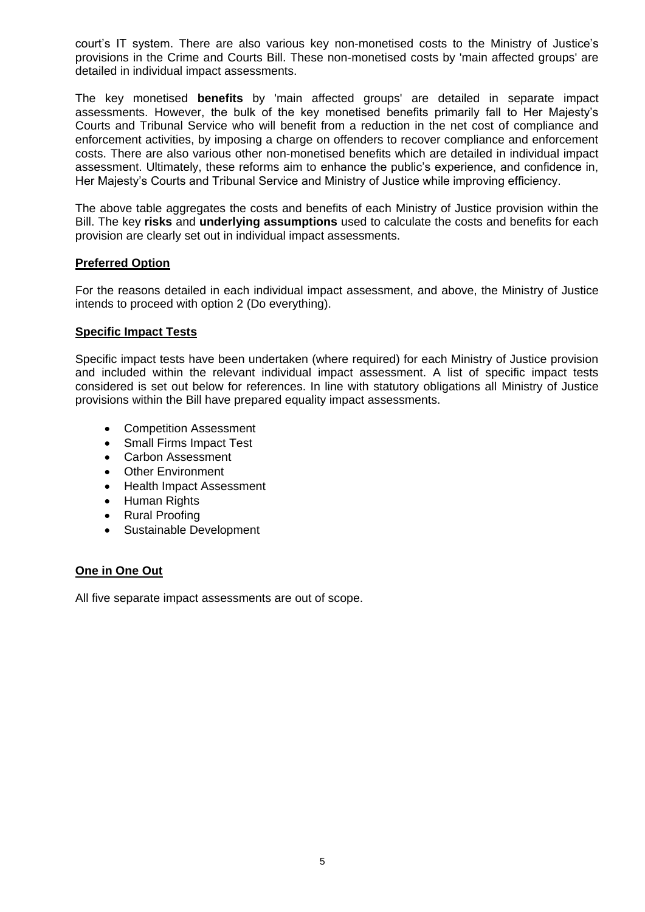court's IT system. There are also various key non-monetised costs to the Ministry of Justice's provisions in the Crime and Courts Bill. These non-monetised costs by 'main affected groups' are detailed in individual impact assessments.

The key monetised **benefits** by 'main affected groups' are detailed in separate impact assessments. However, the bulk of the key monetised benefits primarily fall to Her Majesty's Courts and Tribunal Service who will benefit from a reduction in the net cost of compliance and enforcement activities, by imposing a charge on offenders to recover compliance and enforcement costs. There are also various other non-monetised benefits which are detailed in individual impact assessment. Ultimately, these reforms aim to enhance the public's experience, and confidence in, Her Majesty's Courts and Tribunal Service and Ministry of Justice while improving efficiency.

The above table aggregates the costs and benefits of each Ministry of Justice provision within the Bill. The key **risks** and **underlying assumptions** used to calculate the costs and benefits for each provision are clearly set out in individual impact assessments.

**Preferred Option**

For the reasons detailed in each individual impact assessment, and above, the Ministry of Justice intends to proceed with option 2 (Do everything).

**Specific Impact Tests**

Specific impact tests have been undertaken (where required) for each Ministry of Justice provision and included within the relevant individual impact assessment. A list of specific impact tests considered is set out below for references. In line with statutory obligations all Ministry of Justice provisions within the Bill have prepared equality impact assessments.

- Competition Assessment
- Small Firms Impact Test
- Carbon Assessment
- Other Environment
- Health Impact Assessment
- Human Rights
- Rural Proofing
- Sustainable Development

**One in One Out**

All five separate impact assessments are out of scope.